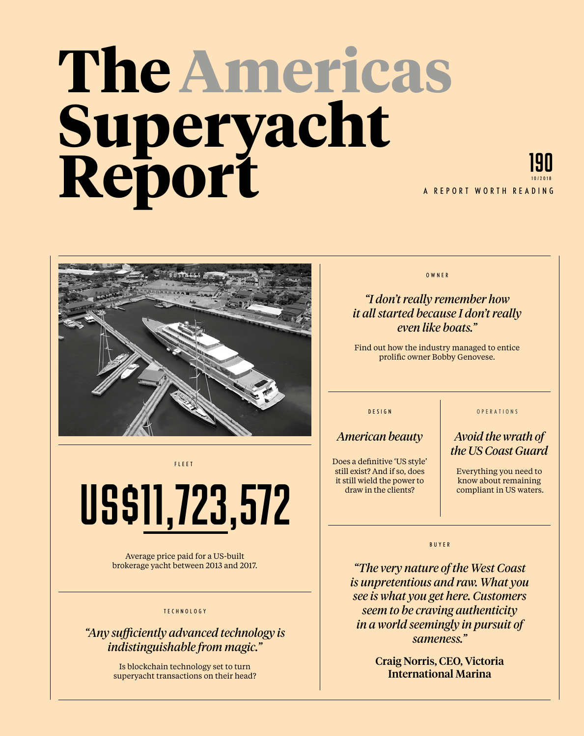# The Americas Superyacht Report

190

10/2018

A REPORT WORTH READING

BUSINESS

OWNER

*"I don't really remember how it all started because I don't really even like boats."*

Find out how the industry managed to entice prolific owner Bobby Genovese.

DESIGN

## *American beauty*

Does a definitive 'US style' still exist? And if so, does it still wield the power to draw in the clients?

OPERATIONS

## *Avoid the wrath of the US Coast Guard*

Everything you need to know about remaining compliant in US waters.

FLEET

# US$11,723,572

Average price paid for a US-built brokerage yacht between 2013 and 2017.

BUYER

*"The very nature of the West Coast is unpretentious and raw. What you see is what you get here. Customers seem to be craving authenticity in a world seemingly in pursuit of sameness."*

**Craig Norris, CEO, Victoria International Marina**

TECHNOLOGY

*"Any sufficiently advanced technology is indistinguishable from magic."*

Is blockchain technology set to turn superyacht transactions on their head?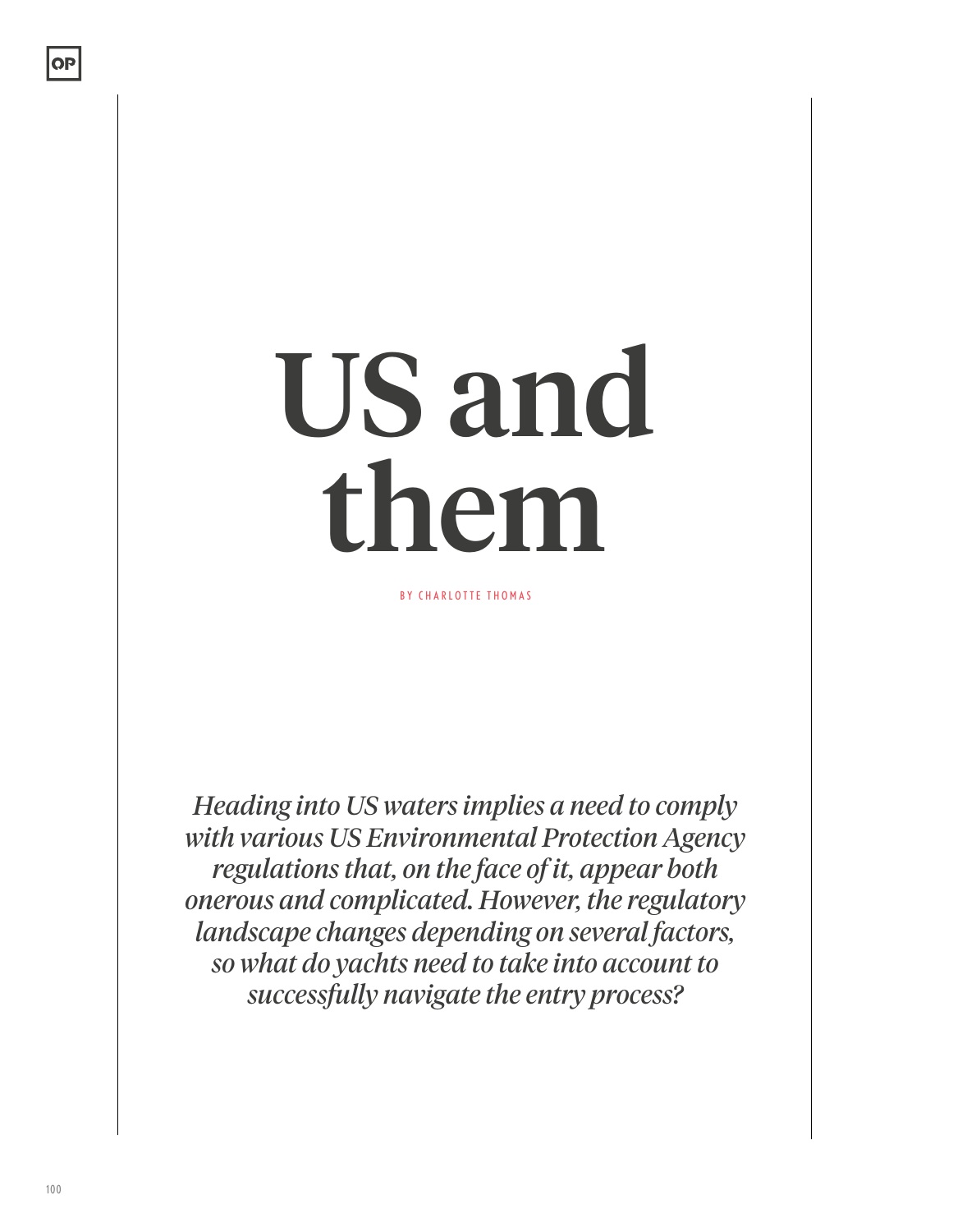# US and them

BY CHARLOTTE THOMAS

*Heading into US waters implies a need to comply with various US Environmental Protection Agency regulations that, on the face of it, appear both onerous and complicated. However, the regulatory landscape changes depending on several factors, so what do yachts need to take into account to successfully navigate the entry process?*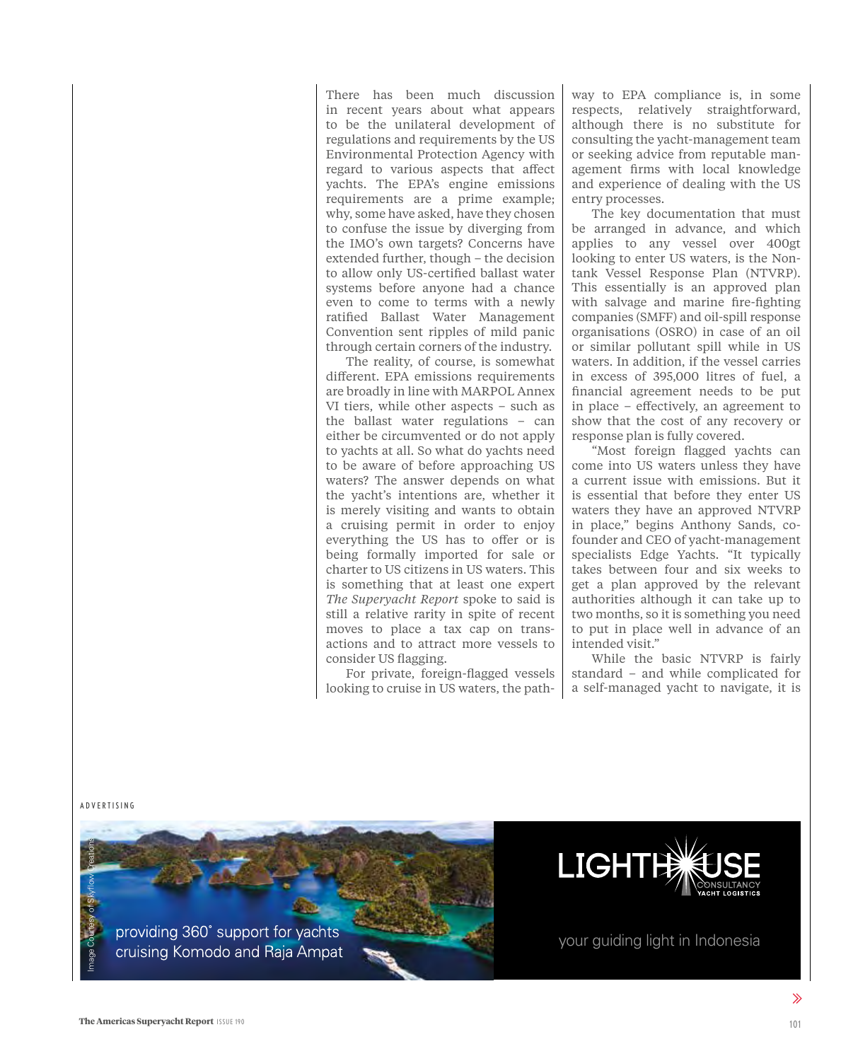There has been much discussion in recent years about what appears to be the unilateral development of regulations and requirements by the US Environmental Protection Agency with regard to various aspects that affect yachts. The EPA's engine emissions requirements are a prime example; why, some have asked, have they chosen to confuse the issue by diverging from the IMO's own targets? Concerns have extended further, though – the decision to allow only US-certified ballast water systems before anyone had a chance even to come to terms with a newly ratified Ballast Water Management Convention sent ripples of mild panic through certain corners of the industry.

The reality, of course, is somewhat different. EPA emissions requirements are broadly in line with MARPOL Annex VI tiers, while other aspects – such as the ballast water regulations – can either be circumvented or do not apply to yachts at all. So what do yachts need to be aware of before approaching US waters? The answer depends on what the yacht's intentions are, whether it is merely visiting and wants to obtain a cruising permit in order to enjoy everything the US has to offer or is being formally imported for sale or charter to US citizens in US waters. This is something that at least one expert *The Superyacht Report* spoke to said is still a relative rarity in spite of recent moves to place a tax cap on transactions and to attract more vessels to consider US flagging.

For private, foreign-flagged vessels looking to cruise in US waters, the pathway to EPA compliance is, in some respects, relatively straightforward, although there is no substitute for consulting the yacht-management team or seeking advice from reputable management firms with local knowledge and experience of dealing with the US entry processes.

The key documentation that must be arranged in advance, and which applies to any vessel over 400gt looking to enter US waters, is the Non-tank Vessel Response Plan (NTVRP). This essentially is an approved plan with salvage and marine fire-fighting companies (SMFF) and oil-spill response organisations (OSRO) in case of an oil or similar pollutant spill while in US waters. In addition, if the vessel carries in excess of 395,000 litres of fuel, a financial agreement needs to be put in place – effectively, an agreement to show that the cost of any recovery or response plan is fully covered.

"Most foreign flagged yachts can come into US waters unless they have a current issue with emissions. But it is essential that before they enter US waters they have an approved NTVRP in place," begins Anthony Sands, co-founder and CEO of yacht-management specialists Edge Yachts. "It typically takes between four and six weeks to get a plan approved by the relevant authorities although it can take up to two months, so it is something you need to put in place well in advance of an intended visit."

While the basic NTVRP is fairly standard – and while complicated for a self-managed yacht to navigate, it is

ADVERTISING

Image Courtesy of Skyflow Creations

providing 360˚ support for yachts cruising Komodo and Raja Ampat

LIGHTHOUSE CONSULTANCY YACHT LOGISTICS

your guiding light in Indonesia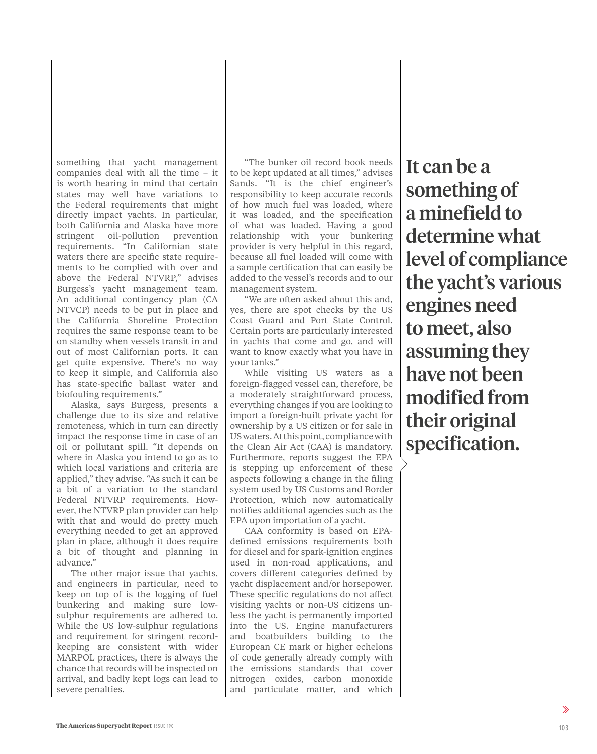something that yacht management companies deal with all the time – it is worth bearing in mind that certain states may well have variations to the Federal requirements that might directly impact yachts. In particular, both California and Alaska have more stringent oil-pollution prevention requirements. "In Californian state waters there are specific state requirements to be complied with over and above the Federal NTVRP," advises Burgess's yacht management team. An additional contingency plan (CA NTVCP) needs to be put in place and the California Shoreline Protection requires the same response team to be on standby when vessels transit in and out of most Californian ports. It can get quite expensive. There's no way to keep it simple, and California also has state-specific ballast water and biofouling requirements."

Alaska, says Burgess, presents a challenge due to its size and relative remoteness, which in turn can directly impact the response time in case of an oil or pollutant spill. "It depends on where in Alaska you intend to go as to which local variations and criteria are applied," they advise. "As such it can be a bit of a variation to the standard Federal NTVRP requirements. However, the NTVRP plan provider can help with that and would do pretty much everything needed to get an approved plan in place, although it does require a bit of thought and planning in advance."

The other major issue that yachts, and engineers in particular, need to keep on top of is the logging of fuel bunkering and making sure low-sulphur requirements are adhered to. While the US low-sulphur regulations and requirement for stringent record-keeping are consistent with wider MARPOL practices, there is always the chance that records will be inspected on arrival, and badly kept logs can lead to severe penalties.

"The bunker oil record book needs to be kept updated at all times," advises Sands. "It is the chief engineer's responsibility to keep accurate records of how much fuel was loaded, where it was loaded, and the specification of what was loaded. Having a good relationship with your bunkering provider is very helpful in this regard, because all fuel loaded will come with a sample certification that can easily be added to the vessel's records and to our management system.

"We are often asked about this and, yes, there are spot checks by the US Coast Guard and Port State Control. Certain ports are particularly interested in yachts that come and go, and will want to know exactly what you have in your tanks."

While visiting US waters as a foreign-flagged vessel can, therefore, be a moderately straightforward process, everything changes if you are looking to import a foreign-built private yacht for ownership by a US citizen or for sale in US waters. At this point, compliance with the Clean Air Act (CAA) is mandatory. Furthermore, reports suggest the EPA is stepping up enforcement of these aspects following a change in the filing system used by US Customs and Border Protection, which now automatically notifies additional agencies such as the EPA upon importation of a yacht.

CAA conformity is based on EPA-defined emissions requirements both for diesel and for spark-ignition engines used in non-road applications, and covers different categories defined by yacht displacement and/or horsepower. These specific regulations do not affect visiting yachts or non-US citizens unless the yacht is permanently imported into the US. Engine manufacturers and boatbuilders building to the European CE mark or higher echelons of code generally already comply with the emissions standards that cover nitrogen oxides, carbon monoxide and particulate matter, and which

**It can be a something of a minefield to determine what level of compliance the yacht's various engines need to meet, also assuming they have not been modified from their original specification.**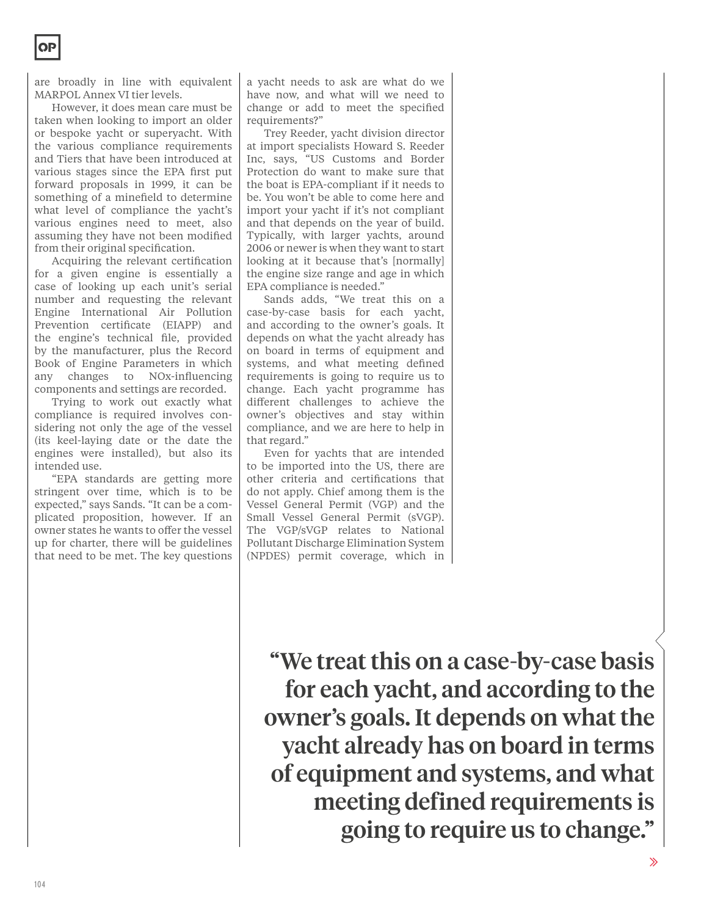are broadly in line with equivalent MARPOL Annex VI tier levels.

However, it does mean care must be taken when looking to import an older or bespoke yacht or superyacht. With the various compliance requirements and Tiers that have been introduced at various stages since the EPA first put forward proposals in 1999, it can be something of a minefield to determine what level of compliance the yacht's various engines need to meet, also assuming they have not been modified from their original specification.

Acquiring the relevant certification for a given engine is essentially a case of looking up each unit's serial number and requesting the relevant Engine International Air Pollution Prevention certificate (EIAPP) and the engine's technical file, provided by the manufacturer, plus the Record Book of Engine Parameters in which any changes to NOx-influencing components and settings are recorded.

Trying to work out exactly what compliance is required involves considering not only the age of the vessel (its keel-laying date or the date the engines were installed), but also its intended use.

"EPA standards are getting more stringent over time, which is to be expected," says Sands. "It can be a complicated proposition, however. If an owner states he wants to offer the vessel up for charter, there will be guidelines that need to be met. The key questions a yacht needs to ask are what do we have now, and what will we need to change or add to meet the specified requirements?"

Trey Reeder, yacht division director at import specialists Howard S. Reeder Inc, says, "US Customs and Border Protection do want to make sure that the boat is EPA-compliant if it needs to be. You won't be able to come here and import your yacht if it's not compliant and that depends on the year of build. Typically, with larger yachts, around 2006 or newer is when they want to start looking at it because that's [normally] the engine size range and age in which EPA compliance is needed."

Sands adds, "We treat this on a case-by-case basis for each yacht, and according to the owner's goals. It depends on what the yacht already has on board in terms of equipment and systems, and what meeting defined requirements is going to require us to change. Each yacht programme has different challenges to achieve the owner's objectives and stay within compliance, and we are here to help in that regard."

Even for yachts that are intended to be imported into the US, there are other criteria and certifications that do not apply. Chief among them is the Vessel General Permit (VGP) and the Small Vessel General Permit (sVGP). The VGP/sVGP relates to National Pollutant Discharge Elimination System (NPDES) permit coverage, which in

> **"We treat this on a case-by-case basis for each yacht, and according to the owner's goals. It depends on what the yacht already has on board in terms of equipment and systems, and what meeting defined requirements is going to require us to change."**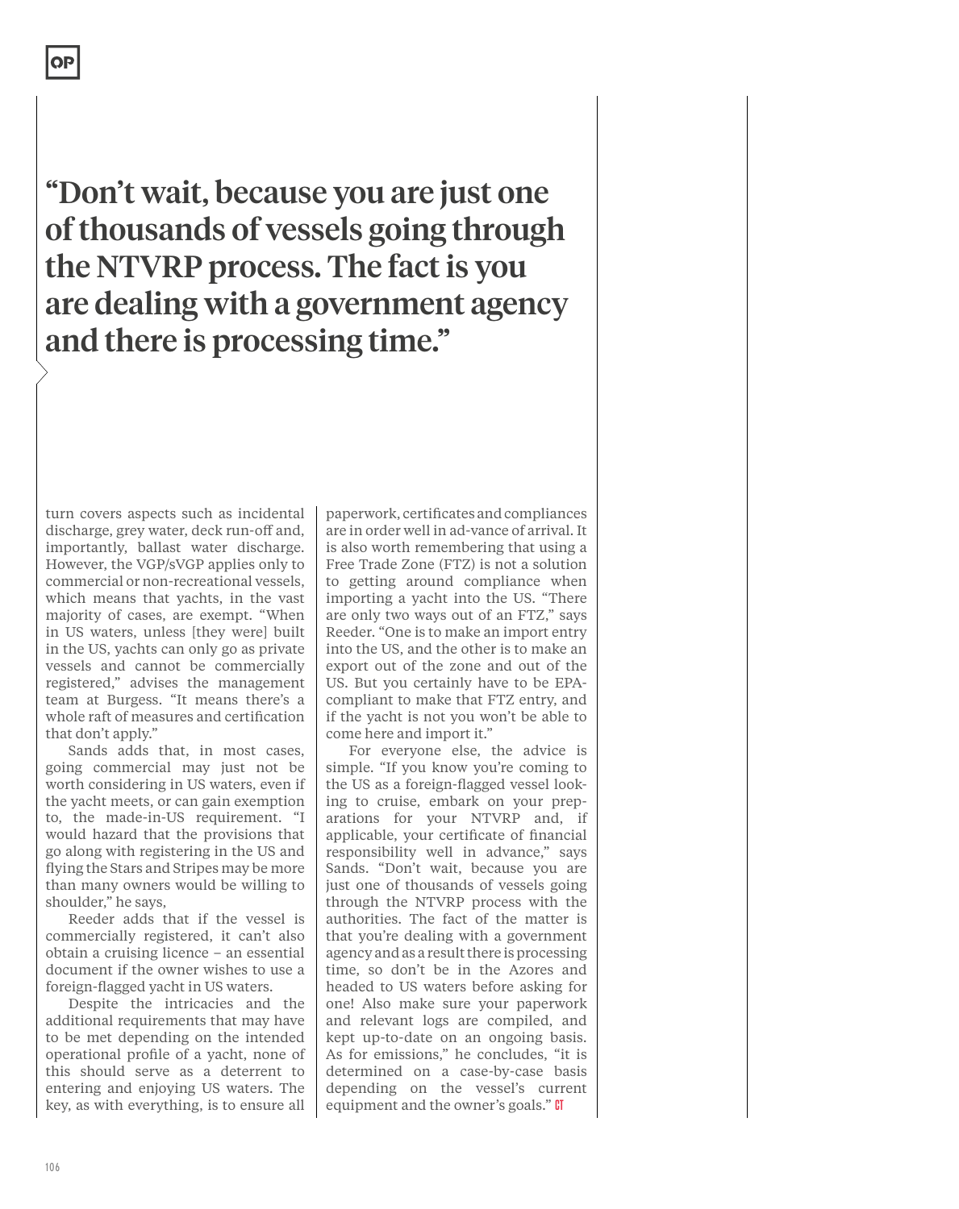> "Don't wait, because you are just one of thousands of vessels going through the NTVRP process. The fact is you are dealing with a government agency and there is processing time."

turn covers aspects such as incidental discharge, grey water, deck run-off and, importantly, ballast water discharge. However, the VGP/sVGP applies only to commercial or non-recreational vessels, which means that yachts, in the vast majority of cases, are exempt. "When in US waters, unless [they were] built in the US, yachts can only go as private vessels and cannot be commercially registered," advises the management team at Burgess. "It means there's a whole raft of measures and certification that don't apply."

Sands adds that, in most cases, going commercial may just not be worth considering in US waters, even if the yacht meets, or can gain exemption to, the made-in-US requirement. "I would hazard that the provisions that go along with registering in the US and flying the Stars and Stripes may be more than many owners would be willing to shoulder," he says,

Reeder adds that if the vessel is commercially registered, it can't also obtain a cruising licence – an essential document if the owner wishes to use a foreign-flagged yacht in US waters.

Despite the intricacies and the additional requirements that may have to be met depending on the intended operational profile of a yacht, none of this should serve as a deterrent to entering and enjoying US waters. The key, as with everything, is to ensure all paperwork, certificates and compliances are in order well in ad-vance of arrival. It is also worth remembering that using a Free Trade Zone (FTZ) is not a solution to getting around compliance when importing a yacht into the US. "There are only two ways out of an FTZ," says Reeder. "One is to make an import entry into the US, and the other is to make an export out of the zone and out of the US. But you certainly have to be EPA-compliant to make that FTZ entry, and if the yacht is not you won't be able to come here and import it."

For everyone else, the advice is simple. "If you know you're coming to the US as a foreign-flagged vessel looking to cruise, embark on your preparations for your NTVRP and, if applicable, your certificate of financial responsibility well in advance," says Sands. "Don't wait, because you are just one of thousands of vessels going through the NTVRP process with the authorities. The fact of the matter is that you're dealing with a government agency and as a result there is processing time, so don't be in the Azores and headed to US waters before asking for one! Also make sure your paperwork and relevant logs are compiled, and kept up-to-date on an ongoing basis. As for emissions," he concludes, "it is determined on a case-by-case basis depending on the vessel's current equipment and the owner's goals." CT